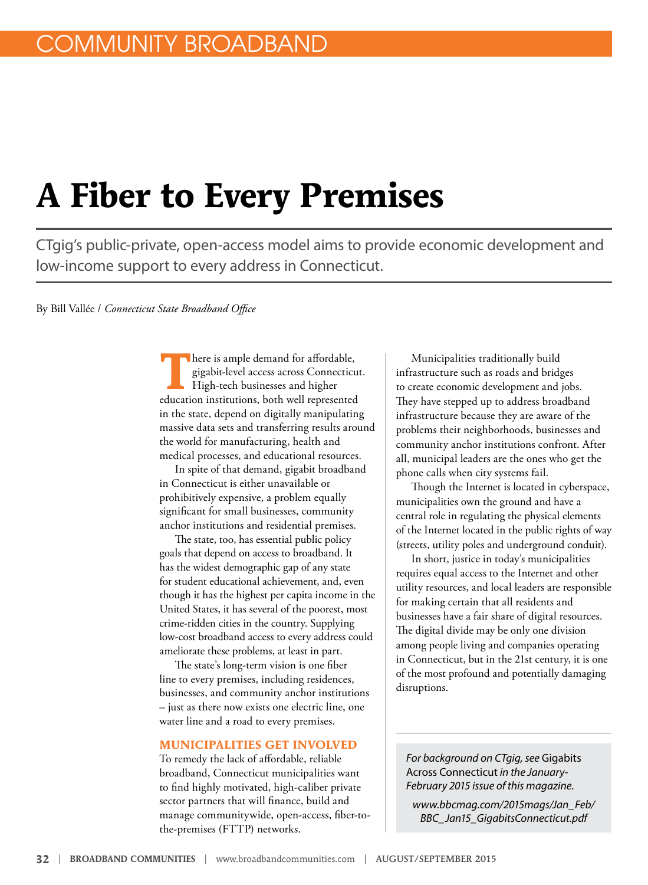COMMUNITY BROADBAND

# A Fiber to Every Premises

CTgig's public-private, open-access model aims to provide economic development and low-income support to every address in Connecticut.

By Bill Vallée / *Connecticut State Broadband Office*

There is ample demand for affordable, gigabit-level access across Connecticut. High-tech businesses and higher education institutions, both well represented in the state, depend on digitally manipulating massive data sets and transferring results around the world for manufacturing, health and medical processes, and educational resources.

In spite of that demand, gigabit broadband in Connecticut is either unavailable or prohibitively expensive, a problem equally significant for small businesses, community anchor institutions and residential premises.

The state, too, has essential public policy goals that depend on access to broadband. It has the widest demographic gap of any state for student educational achievement, and, even though it has the highest per capita income in the United States, it has several of the poorest, most crime-ridden cities in the country. Supplying low-cost broadband access to every address could ameliorate these problems, at least in part.

The state's long-term vision is one fiber line to every premises, including residences, businesses, and community anchor institutions – just as there now exists one electric line, one water line and a road to every premises.

## MUNICIPALITIES GET INVOLVED

To remedy the lack of affordable, reliable broadband, Connecticut municipalities want to find highly motivated, high-caliber private sector partners that will finance, build and manage communitywide, open-access, fiber-to-the-premises (FTTP) networks.

Municipalities traditionally build infrastructure such as roads and bridges to create economic development and jobs. They have stepped up to address broadband infrastructure because they are aware of the problems their neighborhoods, businesses and community anchor institutions confront. After all, municipal leaders are the ones who get the phone calls when city systems fail.

Though the Internet is located in cyberspace, municipalities own the ground and have a central role in regulating the physical elements of the Internet located in the public rights of way (streets, utility poles and underground conduit).

In short, justice in today's municipalities requires equal access to the Internet and other utility resources, and local leaders are responsible for making certain that all residents and businesses have a fair share of digital resources. The digital divide may be only one division among people living and companies operating in Connecticut, but in the 21st century, it is one of the most profound and potentially damaging disruptions.

*For background on CTgig, see* Gigabits Across Connecticut *in the January-February 2015 issue of this magazine.*

*www.bbcmag.com/2015mags/Jan_Feb/BBC_Jan15_GigabitsConnecticut.pdf*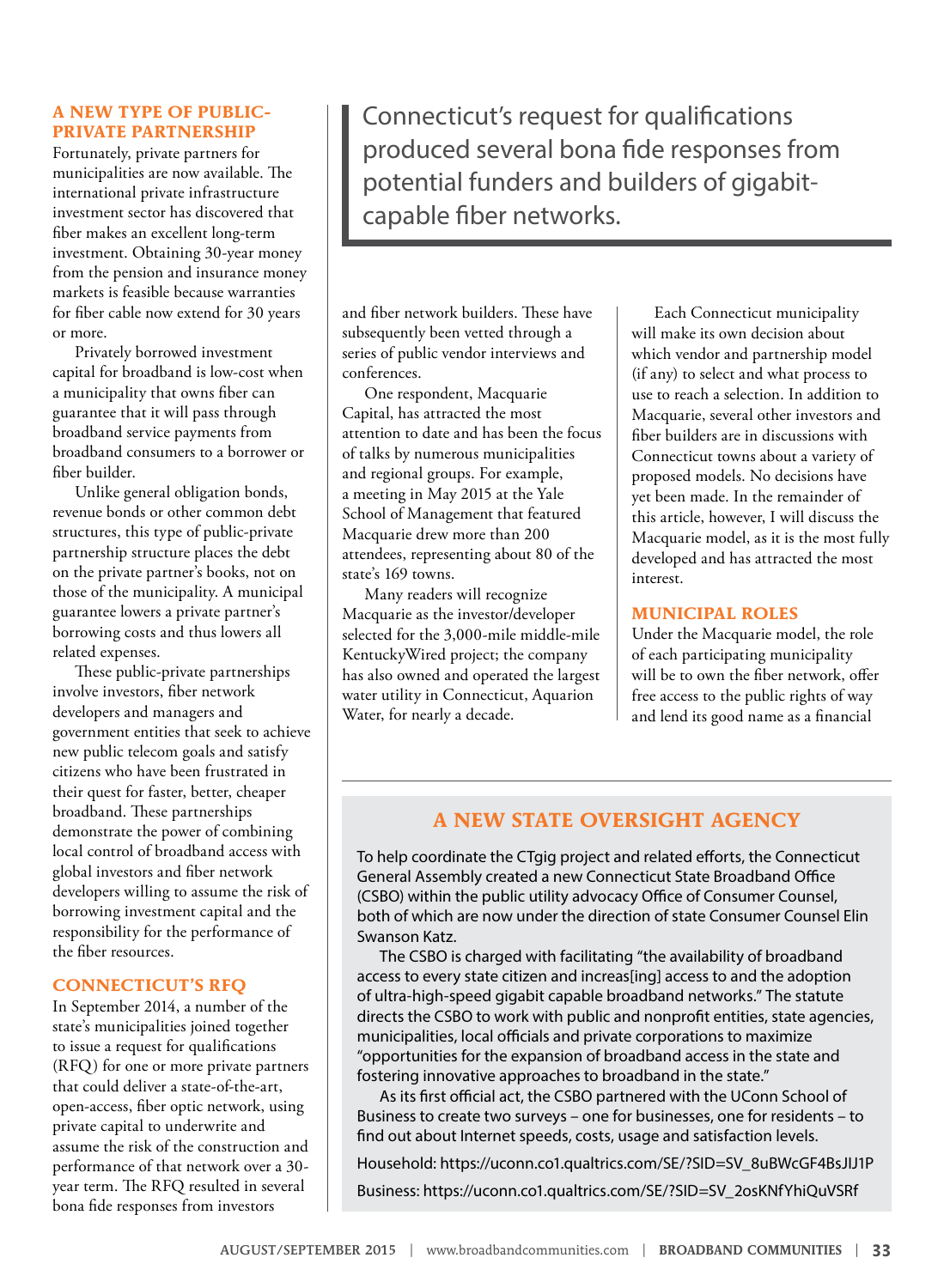## A NEW TYPE OF PUBLIC-PRIVATE PARTNERSHIP

Fortunately, private partners for municipalities are now available. The international private infrastructure investment sector has discovered that fiber makes an excellent long-term investment. Obtaining 30-year money from the pension and insurance money markets is feasible because warranties for fiber cable now extend for 30 years or more.

Privately borrowed investment capital for broadband is low-cost when a municipality that owns fiber can guarantee that it will pass through broadband service payments from broadband consumers to a borrower or fiber builder.

Unlike general obligation bonds, revenue bonds or other common debt structures, this type of public-private partnership structure places the debt on the private partner's books, not on those of the municipality. A municipal guarantee lowers a private partner's borrowing costs and thus lowers all related expenses.

These public-private partnerships involve investors, fiber network developers and managers and government entities that seek to achieve new public telecom goals and satisfy citizens who have been frustrated in their quest for faster, better, cheaper broadband. These partnerships demonstrate the power of combining local control of broadband access with global investors and fiber network developers willing to assume the risk of borrowing investment capital and the responsibility for the performance of the fiber resources.

## CONNECTICUT'S RFQ

In September 2014, a number of the state's municipalities joined together to issue a request for qualifications (RFQ) for one or more private partners that could deliver a state-of-the-art, open-access, fiber optic network, using private capital to underwrite and assume the risk of the construction and performance of that network over a 30-year term. The RFQ resulted in several bona fide responses from investors and fiber network builders. These have subsequently been vetted through a series of public vendor interviews and conferences.

> Connecticut's request for qualifications produced several bona fide responses from potential funders and builders of gigabit-capable fiber networks.

One respondent, Macquarie Capital, has attracted the most attention to date and has been the focus of talks by numerous municipalities and regional groups. For example, a meeting in May 2015 at the Yale School of Management that featured Macquarie drew more than 200 attendees, representing about 80 of the state's 169 towns.

Many readers will recognize Macquarie as the investor/developer selected for the 3,000-mile middle-mile KentuckyWired project; the company has also owned and operated the largest water utility in Connecticut, Aquarion Water, for nearly a decade.

Each Connecticut municipality will make its own decision about which vendor and partnership model (if any) to select and what process to use to reach a selection. In addition to Macquarie, several other investors and fiber builders are in discussions with Connecticut towns about a variety of proposed models. No decisions have yet been made. In the remainder of this article, however, I will discuss the Macquarie model, as it is the most fully developed and has attracted the most interest.

## MUNICIPAL ROLES

Under the Macquarie model, the role of each participating municipality will be to own the fiber network, offer free access to the public rights of way and lend its good name as a financial

## A NEW STATE OVERSIGHT AGENCY

To help coordinate the CTgig project and related efforts, the Connecticut General Assembly created a new Connecticut State Broadband Office (CSBO) within the public utility advocacy Office of Consumer Counsel, both of which are now under the direction of state Consumer Counsel Elin Swanson Katz.

The CSBO is charged with facilitating "the availability of broadband access to every state citizen and increas[ing] access to and the adoption of ultra-high-speed gigabit capable broadband networks." The statute directs the CSBO to work with public and nonprofit entities, state agencies, municipalities, local officials and private corporations to maximize "opportunities for the expansion of broadband access in the state and fostering innovative approaches to broadband in the state."

As its first official act, the CSBO partnered with the UConn School of Business to create two surveys – one for businesses, one for residents – to find out about Internet speeds, costs, usage and satisfaction levels.

Household: https://uconn.co1.qualtrics.com/SE/?SID=SV_8uBWcGF4BsJIJ1P

Business: https://uconn.co1.qualtrics.com/SE/?SID=SV_2osKNfYhiQuVSRf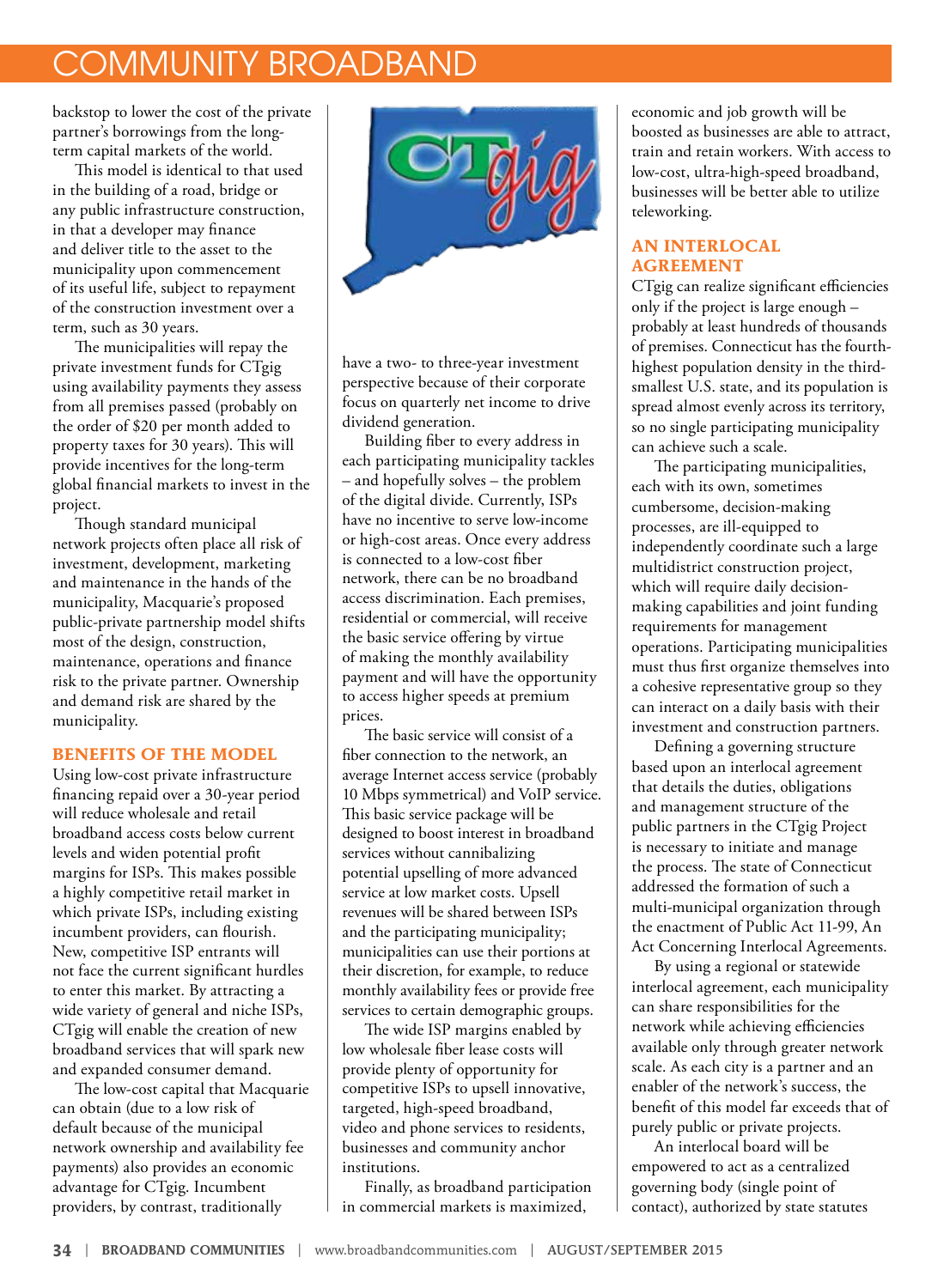backstop to lower the cost of the private partner's borrowings from the long-term capital markets of the world.

This model is identical to that used in the building of a road, bridge or any public infrastructure construction, in that a developer may finance and deliver title to the asset to the municipality upon commencement of its useful life, subject to repayment of the construction investment over a term, such as 30 years.

The municipalities will repay the private investment funds for CTgig using availability payments they assess from all premises passed (probably on the order of $20 per month added to property taxes for 30 years). This will provide incentives for the long-term global financial markets to invest in the project.

Though standard municipal network projects often place all risk of investment, development, marketing and maintenance in the hands of the municipality, Macquarie's proposed public-private partnership model shifts most of the design, construction, maintenance, operations and finance risk to the private partner. Ownership and demand risk are shared by the municipality.

## BENEFITS OF THE MODEL

Using low-cost private infrastructure financing repaid over a 30-year period will reduce wholesale and retail broadband access costs below current levels and widen potential profit margins for ISPs. This makes possible a highly competitive retail market in which private ISPs, including existing incumbent providers, can flourish. New, competitive ISP entrants will not face the current significant hurdles to enter this market. By attracting a wide variety of general and niche ISPs, CTgig will enable the creation of new broadband services that will spark new and expanded consumer demand.

The low-cost capital that Macquarie can obtain (due to a low risk of default because of the municipal network ownership and availability fee payments) also provides an economic advantage for CTgig. Incumbent providers, by contrast, traditionally have a two- to three-year investment perspective because of their corporate focus on quarterly net income to drive dividend generation.

Building fiber to every address in each participating municipality tackles – and hopefully solves – the problem of the digital divide. Currently, ISPs have no incentive to serve low-income or high-cost areas. Once every address is connected to a low-cost fiber network, there can be no broadband access discrimination. Each premises, residential or commercial, will receive the basic service offering by virtue of making the monthly availability payment and will have the opportunity to access higher speeds at premium prices.

The basic service will consist of a fiber connection to the network, an average Internet access service (probably 10 Mbps symmetrical) and VoIP service. This basic service package will be designed to boost interest in broadband services without cannibalizing potential upselling of more advanced service at low market costs. Upsell revenues will be shared between ISPs and the participating municipality; municipalities can use their portions at their discretion, for example, to reduce monthly availability fees or provide free services to certain demographic groups.

The wide ISP margins enabled by low wholesale fiber lease costs will provide plenty of opportunity for competitive ISPs to upsell innovative, targeted, high-speed broadband, video and phone services to residents, businesses and community anchor institutions.

Finally, as broadband participation in commercial markets is maximized, economic and job growth will be boosted as businesses are able to attract, train and retain workers. With access to low-cost, ultra-high-speed broadband, businesses will be better able to utilize teleworking.

## AN INTERLOCAL AGREEMENT

CTgig can realize significant efficiencies only if the project is large enough – probably at least hundreds of thousands of premises. Connecticut has the fourth-highest population density in the third-smallest U.S. state, and its population is spread almost evenly across its territory, so no single participating municipality can achieve such a scale.

The participating municipalities, each with its own, sometimes cumbersome, decision-making processes, are ill-equipped to independently coordinate such a large multidistrict construction project, which will require daily decision-making capabilities and joint funding requirements for management operations. Participating municipalities must thus first organize themselves into a cohesive representative group so they can interact on a daily basis with their investment and construction partners.

Defining a governing structure based upon an interlocal agreement that details the duties, obligations and management structure of the public partners in the CTgig Project is necessary to initiate and manage the process. The state of Connecticut addressed the formation of such a multi-municipal organization through the enactment of Public Act 11-99, An Act Concerning Interlocal Agreements.

By using a regional or statewide interlocal agreement, each municipality can share responsibilities for the network while achieving efficiencies available only through greater network scale. As each city is a partner and an enabler of the network's success, the benefit of this model far exceeds that of purely public or private projects.

An interlocal board will be empowered to act as a centralized governing body (single point of contact), authorized by state statutes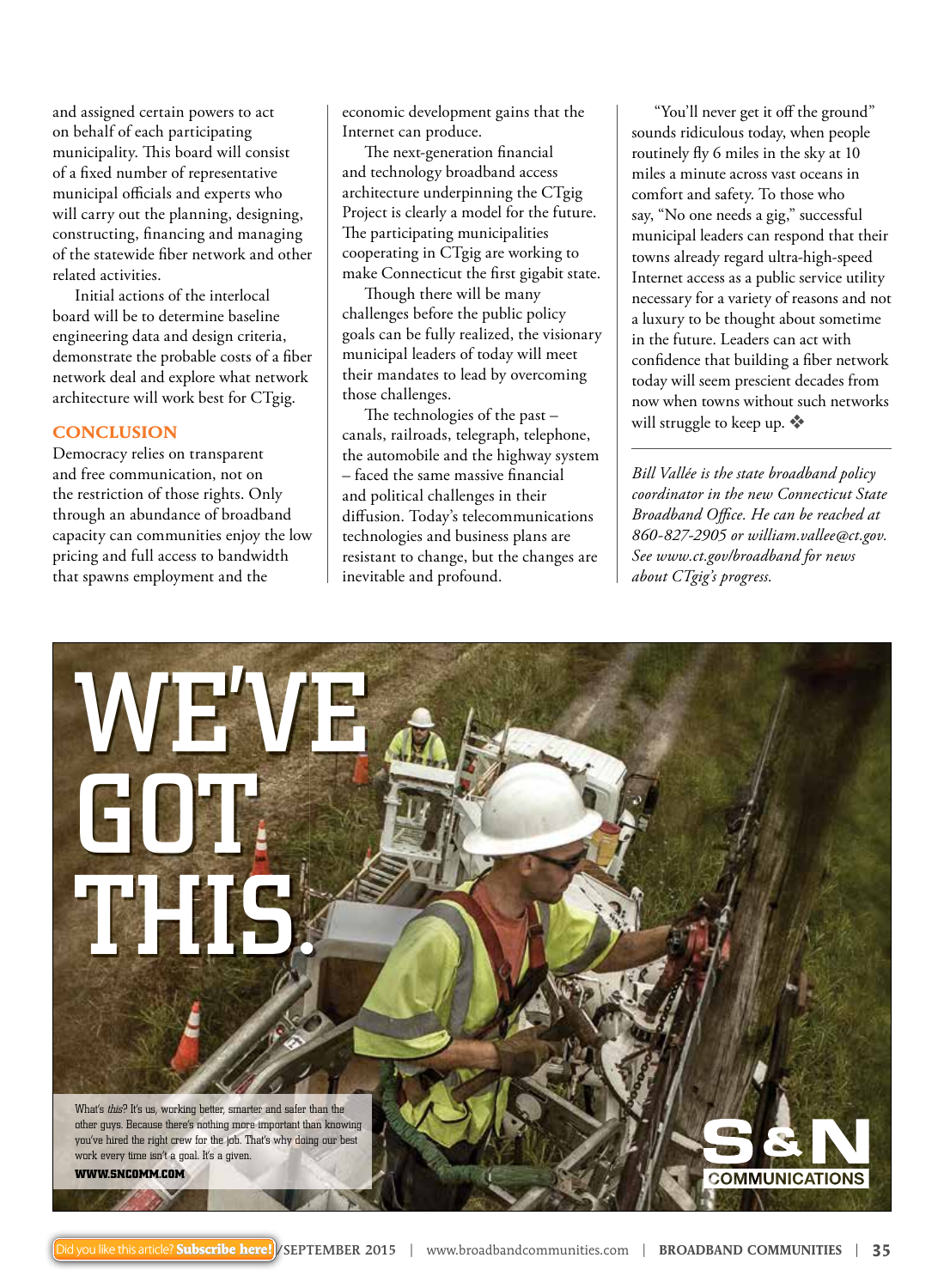and assigned certain powers to act on behalf of each participating municipality. This board will consist of a fixed number of representative municipal officials and experts who will carry out the planning, designing, constructing, financing and managing of the statewide fiber network and other related activities.

Initial actions of the interlocal board will be to determine baseline engineering data and design criteria, demonstrate the probable costs of a fiber network deal and explore what network architecture will work best for CTgig.

## CONCLUSION

Democracy relies on transparent and free communication, not on the restriction of those rights. Only through an abundance of broadband capacity can communities enjoy the low pricing and full access to bandwidth that spawns employment and the economic development gains that the Internet can produce.

The next-generation financial and technology broadband access architecture underpinning the CTgig Project is clearly a model for the future. The participating municipalities cooperating in CTgig are working to make Connecticut the first gigabit state.

Though there will be many challenges before the public policy goals can be fully realized, the visionary municipal leaders of today will meet their mandates to lead by overcoming those challenges.

The technologies of the past – canals, railroads, telegraph, telephone, the automobile and the highway system – faced the same massive financial and political challenges in their diffusion. Today's telecommunications technologies and business plans are resistant to change, but the changes are inevitable and profound.

"You'll never get it off the ground" sounds ridiculous today, when people routinely fly 6 miles in the sky at 10 miles a minute across vast oceans in comfort and safety. To those who say, "No one needs a gig," successful municipal leaders can respond that their towns already regard ultra-high-speed Internet access as a public service utility necessary for a variety of reasons and not a luxury to be thought about sometime in the future. Leaders can act with confidence that building a fiber network today will seem prescient decades from now when towns without such networks will struggle to keep up. ❖

---

*Bill Vallée is the state broadband policy coordinator in the new Connecticut State Broadband Office. He can be reached at 860-827-2905 or william.vallee@ct.gov. See www.ct.gov/broadband for news about CTgig's progress.*

---

# WE'VE GOT THIS.

What's *this*? It's us, working better, smarter and safer than the other guys. Because there's nothing more important than knowing you've hired the right crew for the job. That's why doing our best work every time isn't a goal. It's a given.

**WWW.SNCOMM.COM**

S&N COMMUNICATIONS

Did you like this article? **Subscribe here!**